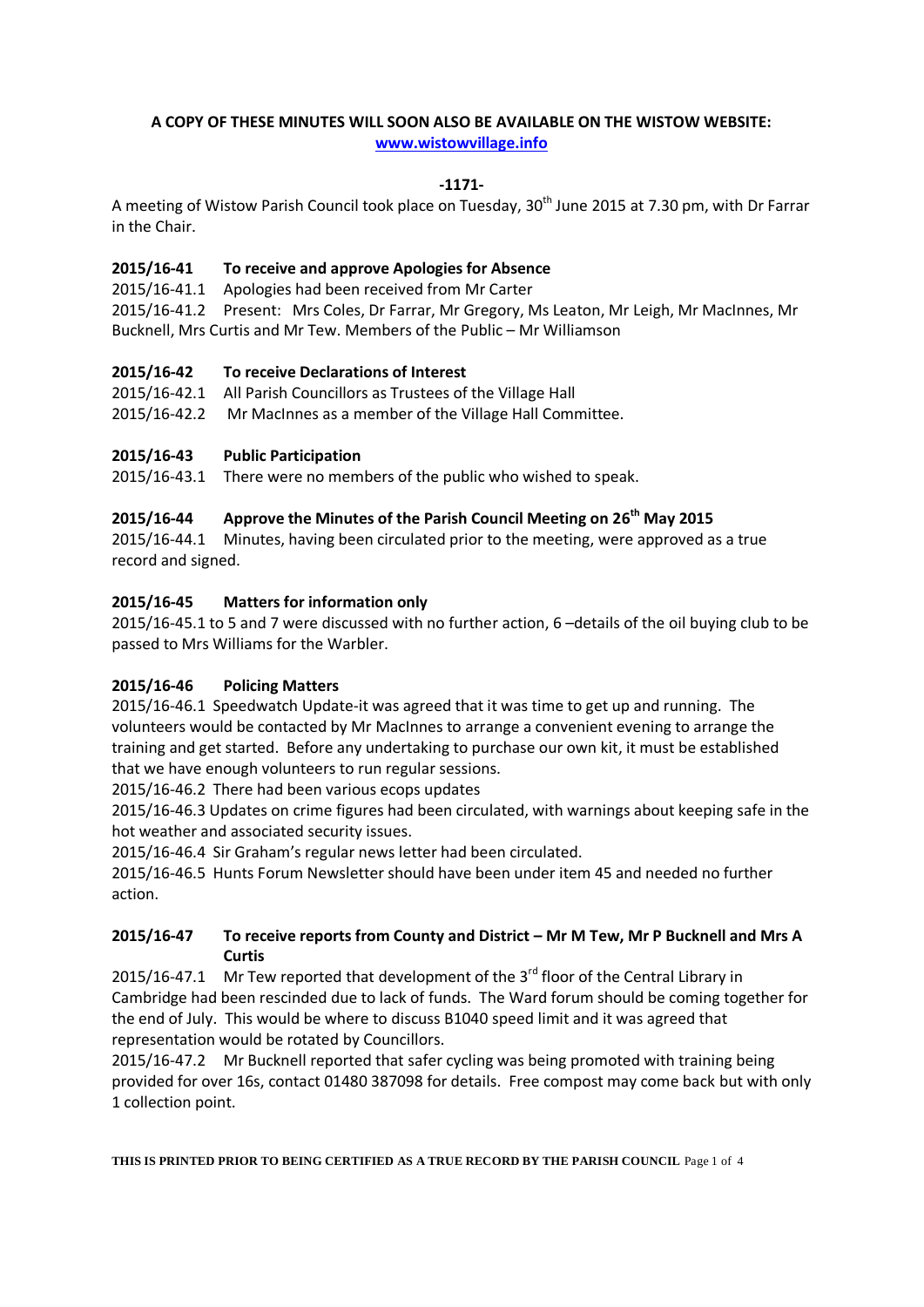**A COPY OF THESE MINUTES WILL SOON ALSO BE AVAILABLE ON THE WISTOW WEBSITE:**
**www.wistowvillage.info**

**-1171-**

A meeting of Wistow Parish Council took place on Tuesday, 30th June 2015 at 7.30 pm, with Dr Farrar in the Chair.

### 2015/16-41 To receive and approve Apologies for Absence

2015/16-41.1 Apologies had been received from Mr Carter

2015/16-41.2 Present: Mrs Coles, Dr Farrar, Mr Gregory, Ms Leaton, Mr Leigh, Mr MacInnes, Mr Bucknell, Mrs Curtis and Mr Tew. Members of the Public – Mr Williamson

### 2015/16-42 To receive Declarations of Interest

2015/16-42.1 All Parish Councillors as Trustees of the Village Hall

2015/16-42.2 Mr MacInnes as a member of the Village Hall Committee.

### 2015/16-43 Public Participation

2015/16-43.1 There were no members of the public who wished to speak.

### 2015/16-44 Approve the Minutes of the Parish Council Meeting on 26th May 2015

2015/16-44.1 Minutes, having been circulated prior to the meeting, were approved as a true record and signed.

### 2015/16-45 Matters for information only

2015/16-45.1 to 5 and 7 were discussed with no further action, 6 –details of the oil buying club to be passed to Mrs Williams for the Warbler.

### 2015/16-46 Policing Matters

2015/16-46.1 Speedwatch Update-it was agreed that it was time to get up and running. The volunteers would be contacted by Mr MacInnes to arrange a convenient evening to arrange the training and get started. Before any undertaking to purchase our own kit, it must be established that we have enough volunteers to run regular sessions.

2015/16-46.2 There had been various ecops updates

2015/16-46.3 Updates on crime figures had been circulated, with warnings about keeping safe in the hot weather and associated security issues.

2015/16-46.4 Sir Graham's regular news letter had been circulated.

2015/16-46.5 Hunts Forum Newsletter should have been under item 45 and needed no further action.

### 2015/16-47 To receive reports from County and District – Mr M Tew, Mr P Bucknell and Mrs A Curtis

2015/16-47.1 Mr Tew reported that development of the 3rd floor of the Central Library in Cambridge had been rescinded due to lack of funds. The Ward forum should be coming together for the end of July. This would be where to discuss B1040 speed limit and it was agreed that representation would be rotated by Councillors.

2015/16-47.2 Mr Bucknell reported that safer cycling was being promoted with training being provided for over 16s, contact 01480 387098 for details. Free compost may come back but with only 1 collection point.

**THIS IS PRINTED PRIOR TO BEING CERTIFIED AS A TRUE RECORD BY THE PARISH COUNCIL**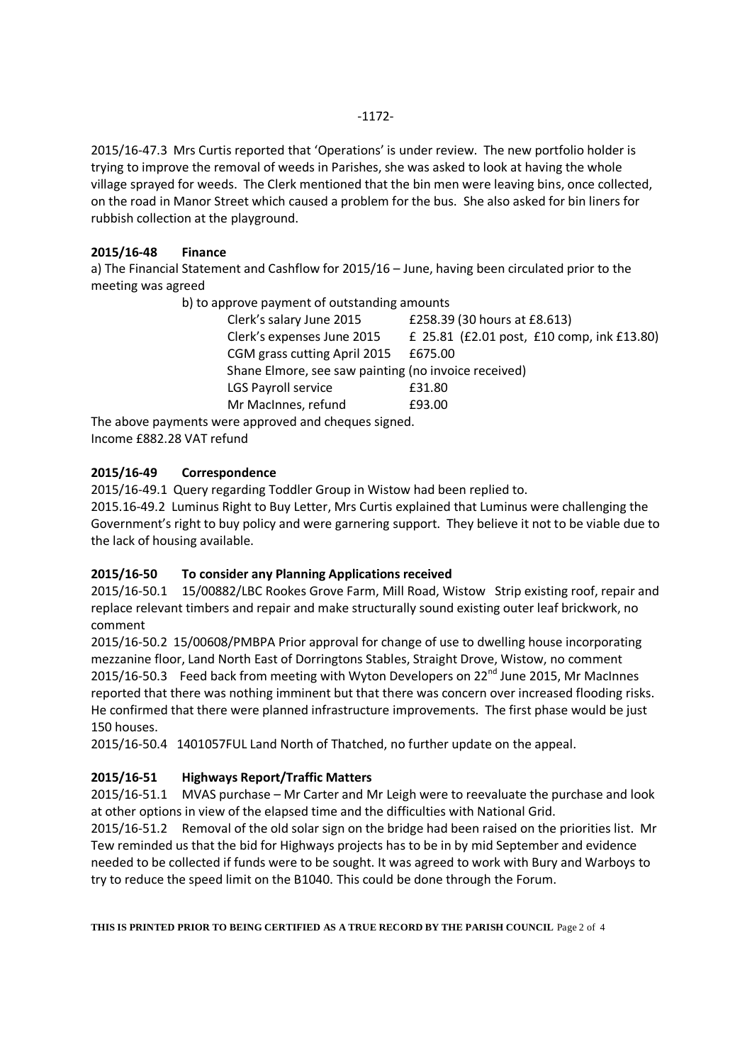2015/16-47.3 Mrs Curtis reported that 'Operations' is under review. The new portfolio holder is trying to improve the removal of weeds in Parishes, she was asked to look at having the whole village sprayed for weeds. The Clerk mentioned that the bin men were leaving bins, once collected, on the road in Manor Street which caused a problem for the bus. She also asked for bin liners for rubbish collection at the playground.

**2015/16-48 Finance**

a) The Financial Statement and Cashflow for 2015/16 – June, having been circulated prior to the meeting was agreed

b) to approve payment of outstanding amounts

| | |
|---|---|
| Clerk's salary June 2015 | £258.39 (30 hours at £8.613) |
| Clerk's expenses June 2015 | £ 25.81 (£2.01 post, £10 comp, ink £13.80) |
| CGM grass cutting April 2015 | £675.00 |
| Shane Elmore, see saw painting (no invoice received) | |
| LGS Payroll service | £31.80 |
| Mr MacInnes, refund | £93.00 |

The above payments were approved and cheques signed.
Income £882.28 VAT refund

**2015/16-49 Correspondence**

2015/16-49.1 Query regarding Toddler Group in Wistow had been replied to.
2015.16-49.2 Luminus Right to Buy Letter, Mrs Curtis explained that Luminus were challenging the Government's right to buy policy and were garnering support. They believe it not to be viable due to the lack of housing available.

**2015/16-50 To consider any Planning Applications received**

2015/16-50.1 15/00882/LBC Rookes Grove Farm, Mill Road, Wistow Strip existing roof, repair and replace relevant timbers and repair and make structurally sound existing outer leaf brickwork, no comment
2015/16-50.2 15/00608/PMBPA Prior approval for change of use to dwelling house incorporating mezzanine floor, Land North East of Dorringtons Stables, Straight Drove, Wistow, no comment
2015/16-50.3 Feed back from meeting with Wyton Developers on 22nd June 2015, Mr MacInnes reported that there was nothing imminent but that there was concern over increased flooding risks. He confirmed that there were planned infrastructure improvements. The first phase would be just 150 houses.
2015/16-50.4 1401057FUL Land North of Thatched, no further update on the appeal.

**2015/16-51 Highways Report/Traffic Matters**

2015/16-51.1 MVAS purchase – Mr Carter and Mr Leigh were to reevaluate the purchase and look at other options in view of the elapsed time and the difficulties with National Grid.
2015/16-51.2 Removal of the old solar sign on the bridge had been raised on the priorities list. Mr Tew reminded us that the bid for Highways projects has to be in by mid September and evidence needed to be collected if funds were to be sought. It was agreed to work with Bury and Warboys to try to reduce the speed limit on the B1040. This could be done through the Forum.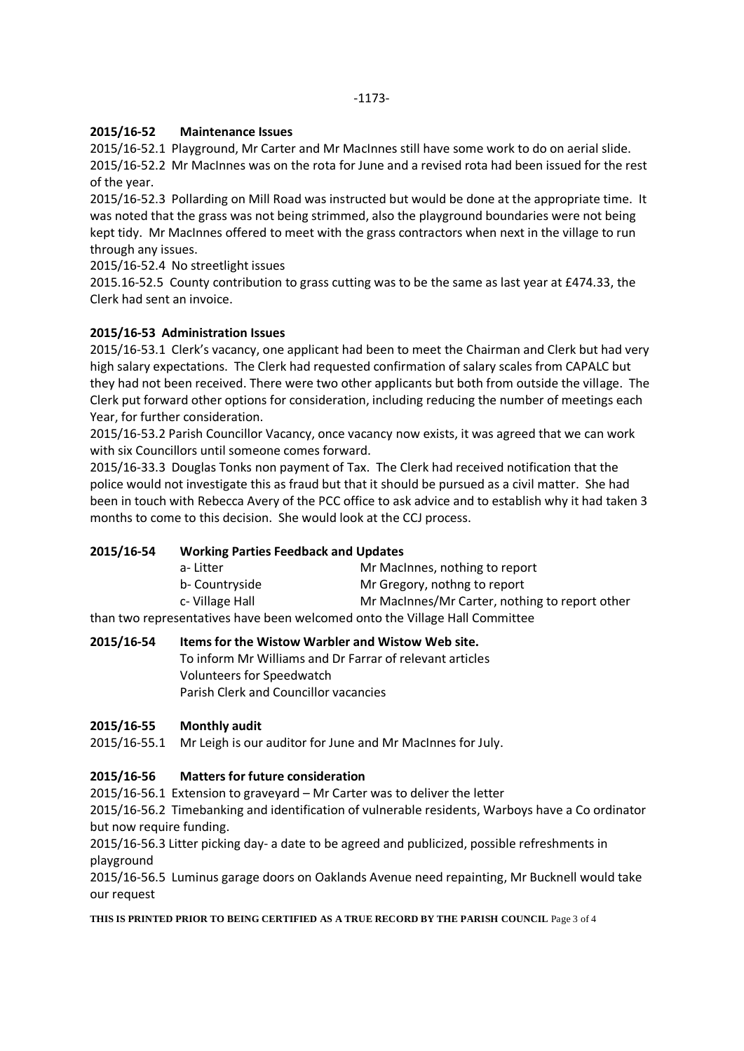**2015/16-52 Maintenance Issues**

2015/16-52.1 Playground, Mr Carter and Mr MacInnes still have some work to do on aerial slide.

2015/16-52.2 Mr MacInnes was on the rota for June and a revised rota had been issued for the rest of the year.

2015/16-52.3 Pollarding on Mill Road was instructed but would be done at the appropriate time. It was noted that the grass was not being strimmed, also the playground boundaries were not being kept tidy. Mr MacInnes offered to meet with the grass contractors when next in the village to run through any issues.

2015/16-52.4 No streetlight issues

2015.16-52.5 County contribution to grass cutting was to be the same as last year at £474.33, the Clerk had sent an invoice.

**2015/16-53 Administration Issues**

2015/16-53.1 Clerk's vacancy, one applicant had been to meet the Chairman and Clerk but had very high salary expectations. The Clerk had requested confirmation of salary scales from CAPALC but they had not been received. There were two other applicants but both from outside the village. The Clerk put forward other options for consideration, including reducing the number of meetings each Year, for further consideration.

2015/16-53.2 Parish Councillor Vacancy, once vacancy now exists, it was agreed that we can work with six Councillors until someone comes forward.

2015/16-33.3 Douglas Tonks non payment of Tax. The Clerk had received notification that the police would not investigate this as fraud but that it should be pursued as a civil matter. She had been in touch with Rebecca Avery of the PCC office to ask advice and to establish why it had taken 3 months to come to this decision. She would look at the CCJ process.

**2015/16-54 Working Parties Feedback and Updates**

a- Litter — Mr MacInnes, nothing to report

b- Countryside — Mr Gregory, nothng to report

c- Village Hall — Mr MacInnes/Mr Carter, nothing to report other than two representatives have been welcomed onto the Village Hall Committee

**2015/16-54 Items for the Wistow Warbler and Wistow Web site.**

To inform Mr Williams and Dr Farrar of relevant articles

Volunteers for Speedwatch

Parish Clerk and Councillor vacancies

**2015/16-55 Monthly audit**

2015/16-55.1 Mr Leigh is our auditor for June and Mr MacInnes for July.

**2015/16-56 Matters for future consideration**

2015/16-56.1 Extension to graveyard – Mr Carter was to deliver the letter

2015/16-56.2 Timebanking and identification of vulnerable residents, Warboys have a Co ordinator but now require funding.

2015/16-56.3 Litter picking day- a date to be agreed and publicized, possible refreshments in playground

2015/16-56.5 Luminus garage doors on Oaklands Avenue need repainting, Mr Bucknell would take our request

**THIS IS PRINTED PRIOR TO BEING CERTIFIED AS A TRUE RECORD BY THE PARISH COUNCIL**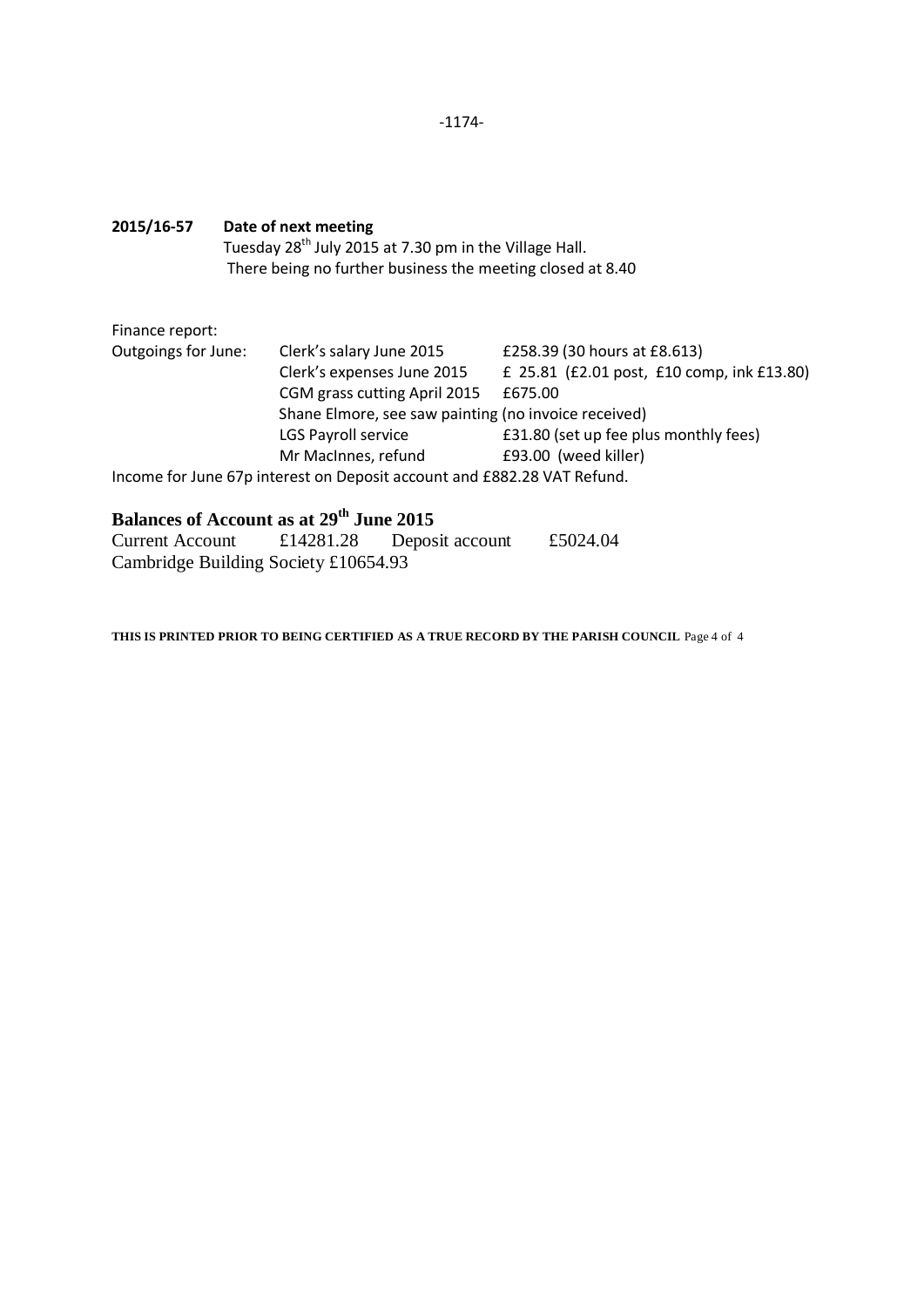**2015/16-57 Date of next meeting**

Tuesday 28th July 2015 at 7.30 pm in the Village Hall.

There being no further business the meeting closed at 8.40

Finance report:

| | | |
|---|---|---|
| Outgoings for June: | Clerk's salary June 2015 | £258.39 (30 hours at £8.613) |
| | Clerk's expenses June 2015 | £ 25.81 (£2.01 post, £10 comp, ink £13.80) |
| | CGM grass cutting April 2015 | £675.00 |
| | Shane Elmore, see saw painting (no invoice received) | |
| | LGS Payroll service | £31.80 (set up fee plus monthly fees) |
| | Mr MacInnes, refund | £93.00 (weed killer) |

Income for June 67p interest on Deposit account and £882.28 VAT Refund.

## Balances of Account as at 29th June 2015

Current Account £14281.28 Deposit account £5024.04

Cambridge Building Society £10654.93

**THIS IS PRINTED PRIOR TO BEING CERTIFIED AS A TRUE RECORD BY THE PARISH COUNCIL**